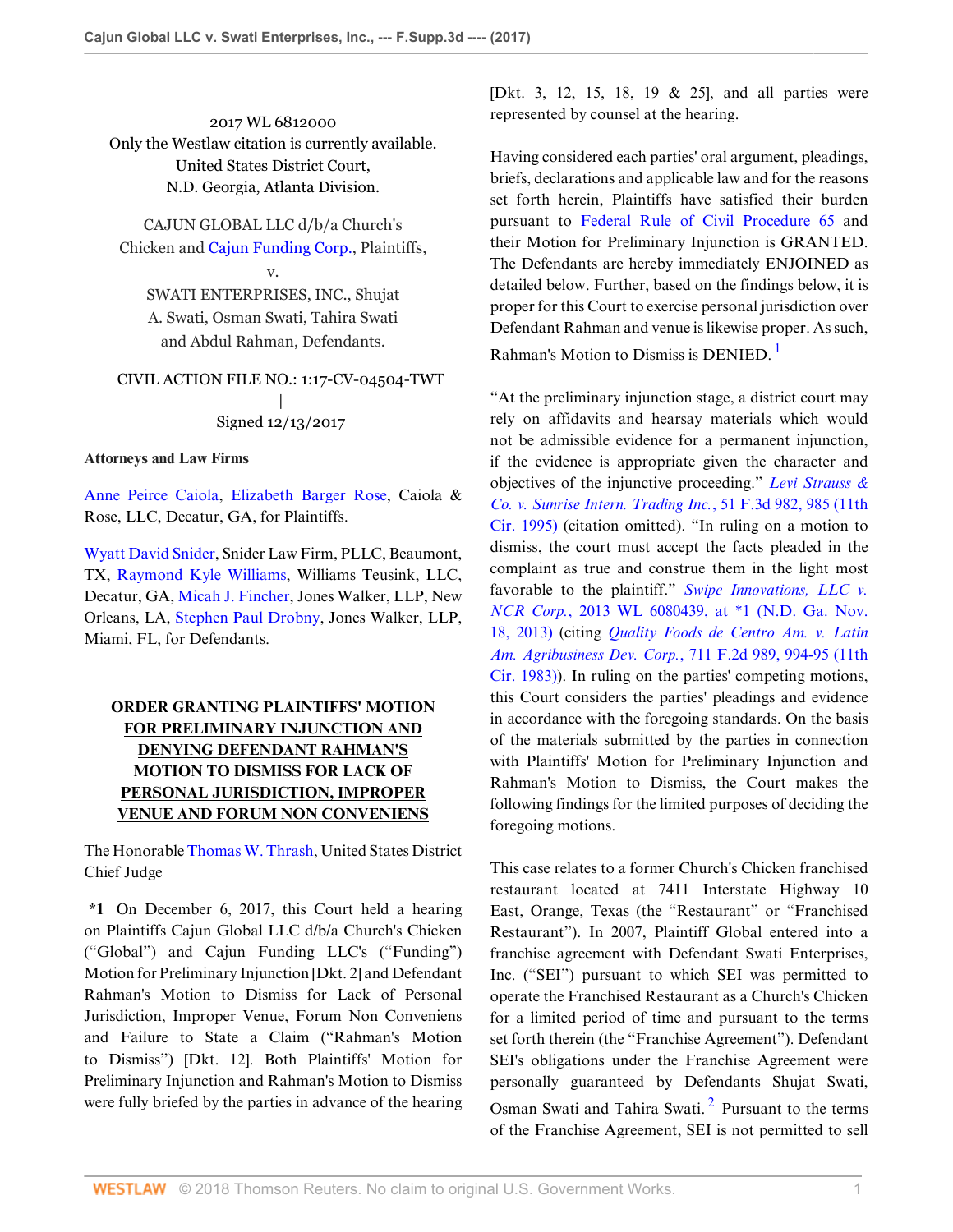2017 WL 6812000
Only the Westlaw citation is currently available.
United States District Court,
N.D. Georgia, Atlanta Division.

CAJUN GLOBAL LLC d/b/a Church's Chicken and Cajun Funding Corp., Plaintiffs,
v.
SWATI ENTERPRISES, INC., Shujat A. Swati, Osman Swati, Tahira Swati and Abdul Rahman, Defendants.

CIVIL ACTION FILE NO.: 1:17-CV-04504-TWT
|
Signed 12/13/2017

**Attorneys and Law Firms**

Anne Peirce Caiola, Elizabeth Barger Rose, Caiola & Rose, LLC, Decatur, GA, for Plaintiffs.

Wyatt David Snider, Snider Law Firm, PLLC, Beaumont, TX, Raymond Kyle Williams, Williams Teusink, LLC, Decatur, GA, Micah J. Fincher, Jones Walker, LLP, New Orleans, LA, Stephen Paul Drobny, Jones Walker, LLP, Miami, FL, for Defendants.

**ORDER GRANTING PLAINTIFFS' MOTION FOR PRELIMINARY INJUNCTION AND DENYING DEFENDANT RAHMAN'S MOTION TO DISMISS FOR LACK OF PERSONAL JURISDICTION, IMPROPER VENUE AND FORUM NON CONVENIENS**

The Honorable Thomas W. Thrash, United States District Chief Judge

**\*1** On December 6, 2017, this Court held a hearing on Plaintiffs Cajun Global LLC d/b/a Church's Chicken ("Global") and Cajun Funding LLC's ("Funding") Motion for Preliminary Injunction [Dkt. 2] and Defendant Rahman's Motion to Dismiss for Lack of Personal Jurisdiction, Improper Venue, Forum Non Conveniens and Failure to State a Claim ("Rahman's Motion to Dismiss") [Dkt. 12]. Both Plaintiffs' Motion for Preliminary Injunction and Rahman's Motion to Dismiss were fully briefed by the parties in advance of the hearing [Dkt. 3, 12, 15, 18, 19 & 25], and all parties were represented by counsel at the hearing.

Having considered each parties' oral argument, pleadings, briefs, declarations and applicable law and for the reasons set forth herein, Plaintiffs have satisfied their burden pursuant to Federal Rule of Civil Procedure 65 and their Motion for Preliminary Injunction is GRANTED. The Defendants are hereby immediately ENJOINED as detailed below. Further, based on the findings below, it is proper for this Court to exercise personal jurisdiction over Defendant Rahman and venue is likewise proper. As such, Rahman's Motion to Dismiss is DENIED. [1]

"At the preliminary injunction stage, a district court may rely on affidavits and hearsay materials which would not be admissible evidence for a permanent injunction, if the evidence is appropriate given the character and objectives of the injunctive proceeding." *Levi Strauss & Co. v. Sunrise Intern. Trading Inc.*, 51 F.3d 982, 985 (11th Cir. 1995) (citation omitted). "In ruling on a motion to dismiss, the court must accept the facts pleaded in the complaint as true and construe them in the light most favorable to the plaintiff." *Swipe Innovations, LLC v. NCR Corp.*, 2013 WL 6080439, at \*1 (N.D. Ga. Nov. 18, 2013) (citing *Quality Foods de Centro Am. v. Latin Am. Agribusiness Dev. Corp.*, 711 F.2d 989, 994-95 (11th Cir. 1983)). In ruling on the parties' competing motions, this Court considers the parties' pleadings and evidence in accordance with the foregoing standards. On the basis of the materials submitted by the parties in connection with Plaintiffs' Motion for Preliminary Injunction and Rahman's Motion to Dismiss, the Court makes the following findings for the limited purposes of deciding the foregoing motions.

This case relates to a former Church's Chicken franchised restaurant located at 7411 Interstate Highway 10 East, Orange, Texas (the "Restaurant" or "Franchised Restaurant"). In 2007, Plaintiff Global entered into a franchise agreement with Defendant Swati Enterprises, Inc. ("SEI") pursuant to which SEI was permitted to operate the Franchised Restaurant as a Church's Chicken for a limited period of time and pursuant to the terms set forth therein (the "Franchise Agreement"). Defendant SEI's obligations under the Franchise Agreement were personally guaranteed by Defendants Shujat Swati, Osman Swati and Tahira Swati. [2] Pursuant to the terms of the Franchise Agreement, SEI is not permitted to sell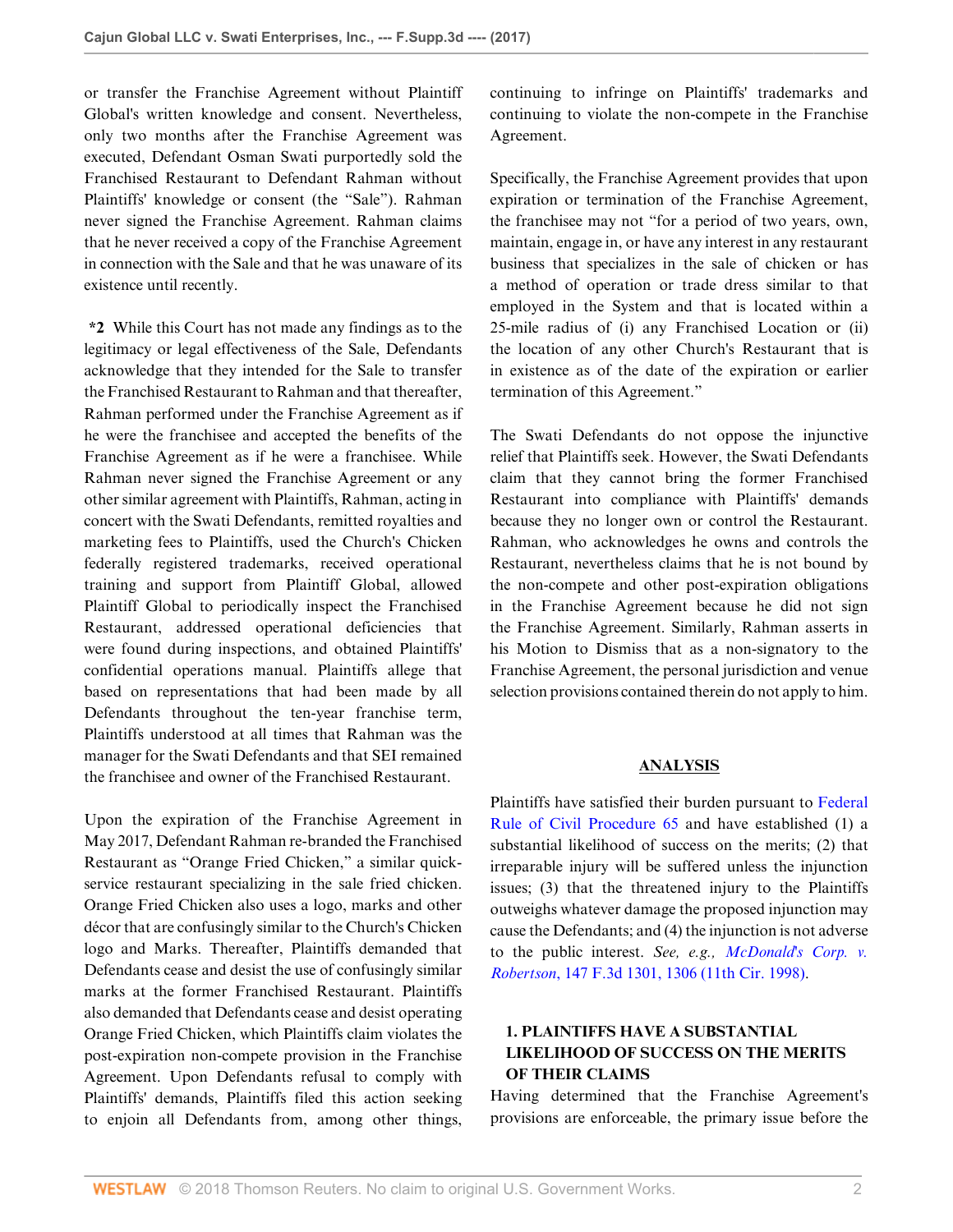or transfer the Franchise Agreement without Plaintiff Global's written knowledge and consent. Nevertheless, only two months after the Franchise Agreement was executed, Defendant Osman Swati purportedly sold the Franchised Restaurant to Defendant Rahman without Plaintiffs' knowledge or consent (the "Sale"). Rahman never signed the Franchise Agreement. Rahman claims that he never received a copy of the Franchise Agreement in connection with the Sale and that he was unaware of its existence until recently.

**\*2** While this Court has not made any findings as to the legitimacy or legal effectiveness of the Sale, Defendants acknowledge that they intended for the Sale to transfer the Franchised Restaurant to Rahman and that thereafter, Rahman performed under the Franchise Agreement as if he were the franchisee and accepted the benefits of the Franchise Agreement as if he were a franchisee. While Rahman never signed the Franchise Agreement or any other similar agreement with Plaintiffs, Rahman, acting in concert with the Swati Defendants, remitted royalties and marketing fees to Plaintiffs, used the Church's Chicken federally registered trademarks, received operational training and support from Plaintiff Global, allowed Plaintiff Global to periodically inspect the Franchised Restaurant, addressed operational deficiencies that were found during inspections, and obtained Plaintiffs' confidential operations manual. Plaintiffs allege that based on representations that had been made by all Defendants throughout the ten-year franchise term, Plaintiffs understood at all times that Rahman was the manager for the Swati Defendants and that SEI remained the franchisee and owner of the Franchised Restaurant.

Upon the expiration of the Franchise Agreement in May 2017, Defendant Rahman re-branded the Franchised Restaurant as "Orange Fried Chicken," a similar quick-service restaurant specializing in the sale fried chicken. Orange Fried Chicken also uses a logo, marks and other décor that are confusingly similar to the Church's Chicken logo and Marks. Thereafter, Plaintiffs demanded that Defendants cease and desist the use of confusingly similar marks at the former Franchised Restaurant. Plaintiffs also demanded that Defendants cease and desist operating Orange Fried Chicken, which Plaintiffs claim violates the post-expiration non-compete provision in the Franchise Agreement. Upon Defendants refusal to comply with Plaintiffs' demands, Plaintiffs filed this action seeking to enjoin all Defendants from, among other things, continuing to infringe on Plaintiffs' trademarks and continuing to violate the non-compete in the Franchise Agreement.

Specifically, the Franchise Agreement provides that upon expiration or termination of the Franchise Agreement, the franchisee may not "for a period of two years, own, maintain, engage in, or have any interest in any restaurant business that specializes in the sale of chicken or has a method of operation or trade dress similar to that employed in the System and that is located within a 25-mile radius of (i) any Franchised Location or (ii) the location of any other Church's Restaurant that is in existence as of the date of the expiration or earlier termination of this Agreement."

The Swati Defendants do not oppose the injunctive relief that Plaintiffs seek. However, the Swati Defendants claim that they cannot bring the former Franchised Restaurant into compliance with Plaintiffs' demands because they no longer own or control the Restaurant. Rahman, who acknowledges he owns and controls the Restaurant, nevertheless claims that he is not bound by the non-compete and other post-expiration obligations in the Franchise Agreement because he did not sign the Franchise Agreement. Similarly, Rahman asserts in his Motion to Dismiss that as a non-signatory to the Franchise Agreement, the personal jurisdiction and venue selection provisions contained therein do not apply to him.

## ANALYSIS

Plaintiffs have satisfied their burden pursuant to Federal Rule of Civil Procedure 65 and have established (1) a substantial likelihood of success on the merits; (2) that irreparable injury will be suffered unless the injunction issues; (3) that the threatened injury to the Plaintiffs outweighs whatever damage the proposed injunction may cause the Defendants; and (4) the injunction is not adverse to the public interest. *See, e.g., McDonald's Corp. v. Robertson*, 147 F.3d 1301, 1306 (11th Cir. 1998).

### 1. PLAINTIFFS HAVE A SUBSTANTIAL LIKELIHOOD OF SUCCESS ON THE MERITS OF THEIR CLAIMS

Having determined that the Franchise Agreement's provisions are enforceable, the primary issue before the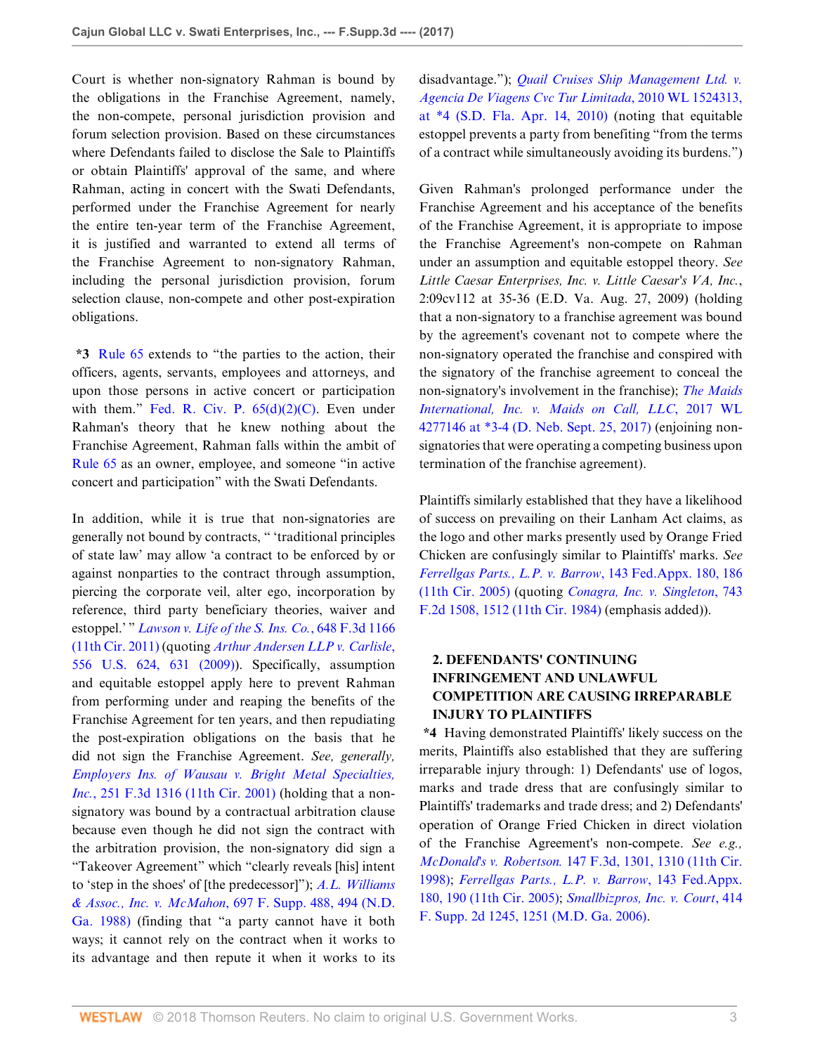Court is whether non-signatory Rahman is bound by the obligations in the Franchise Agreement, namely, the non-compete, personal jurisdiction provision and forum selection provision. Based on these circumstances where Defendants failed to disclose the Sale to Plaintiffs or obtain Plaintiffs' approval of the same, and where Rahman, acting in concert with the Swati Defendants, performed under the Franchise Agreement for nearly the entire ten-year term of the Franchise Agreement, it is justified and warranted to extend all terms of the Franchise Agreement to non-signatory Rahman, including the personal jurisdiction provision, forum selection clause, non-compete and other post-expiration obligations.

**\*3** Rule 65 extends to "the parties to the action, their officers, agents, servants, employees and attorneys, and upon those persons in active concert or participation with them." Fed. R. Civ. P. 65(d)(2)(C). Even under Rahman's theory that he knew nothing about the Franchise Agreement, Rahman falls within the ambit of Rule 65 as an owner, employee, and someone "in active concert and participation" with the Swati Defendants.

In addition, while it is true that non-signatories are generally not bound by contracts, " 'traditional principles of state law' may allow 'a contract to be enforced by or against nonparties to the contract through assumption, piercing the corporate veil, alter ego, incorporation by reference, third party beneficiary theories, waiver and estoppel.' " *Lawson v. Life of the S. Ins. Co.*, 648 F.3d 1166 (11th Cir. 2011) (quoting *Arthur Andersen LLP v. Carlisle*, 556 U.S. 624, 631 (2009)). Specifically, assumption and equitable estoppel apply here to prevent Rahman from performing under and reaping the benefits of the Franchise Agreement for ten years, and then repudiating the post-expiration obligations on the basis that he did not sign the Franchise Agreement. *See, generally, Employers Ins. of Wausau v. Bright Metal Specialties, Inc.*, 251 F.3d 1316 (11th Cir. 2001) (holding that a non-signatory was bound by a contractual arbitration clause because even though he did not sign the contract with the arbitration provision, the non-signatory did sign a "Takeover Agreement" which "clearly reveals [his] intent to 'step in the shoes' of [the predecessor]"); *A.L. Williams & Assoc., Inc. v. McMahon*, 697 F. Supp. 488, 494 (N.D. Ga. 1988) (finding that "a party cannot have it both ways; it cannot rely on the contract when it works to its advantage and then repute it when it works to its disadvantage."); *Quail Cruises Ship Management Ltd. v. Agencia De Viagens Cvc Tur Limitada*, 2010 WL 1524313, at \*4 (S.D. Fla. Apr. 14, 2010) (noting that equitable estoppel prevents a party from benefiting "from the terms of a contract while simultaneously avoiding its burdens.")

Given Rahman's prolonged performance under the Franchise Agreement and his acceptance of the benefits of the Franchise Agreement, it is appropriate to impose the Franchise Agreement's non-compete on Rahman under an assumption and equitable estoppel theory. *See Little Caesar Enterprises, Inc. v. Little Caesar's VA, Inc.*, 2:09cv112 at 35-36 (E.D. Va. Aug. 27, 2009) (holding that a non-signatory to a franchise agreement was bound by the agreement's covenant not to compete where the non-signatory operated the franchise and conspired with the signatory of the franchise agreement to conceal the non-signatory's involvement in the franchise); *The Maids International, Inc. v. Maids on Call, LLC*, 2017 WL 4277146 at \*3-4 (D. Neb. Sept. 25, 2017) (enjoining non-signatories that were operating a competing business upon termination of the franchise agreement).

Plaintiffs similarly established that they have a likelihood of success on prevailing on their Lanham Act claims, as the logo and other marks presently used by Orange Fried Chicken are confusingly similar to Plaintiffs' marks. *See Ferrellgas Parts., L.P. v. Barrow*, 143 Fed.Appx. 180, 186 (11th Cir. 2005) (quoting *Conagra, Inc. v. Singleton*, 743 F.2d 1508, 1512 (11th Cir. 1984) (emphasis added)).

## 2. DEFENDANTS' CONTINUING INFRINGEMENT AND UNLAWFUL COMPETITION ARE CAUSING IRREPARABLE INJURY TO PLAINTIFFS

**\*4** Having demonstrated Plaintiffs' likely success on the merits, Plaintiffs also established that they are suffering irreparable injury through: 1) Defendants' use of logos, marks and trade dress that are confusingly similar to Plaintiffs' trademarks and trade dress; and 2) Defendants' operation of Orange Fried Chicken in direct violation of the Franchise Agreement's non-compete. *See e.g., McDonald's v. Robertson.* 147 F.3d, 1301, 1310 (11th Cir. 1998); *Ferrellgas Parts., L.P. v. Barrow*, 143 Fed.Appx. 180, 190 (11th Cir. 2005); *Smallbizpros, Inc. v. Court*, 414 F. Supp. 2d 1245, 1251 (M.D. Ga. 2006).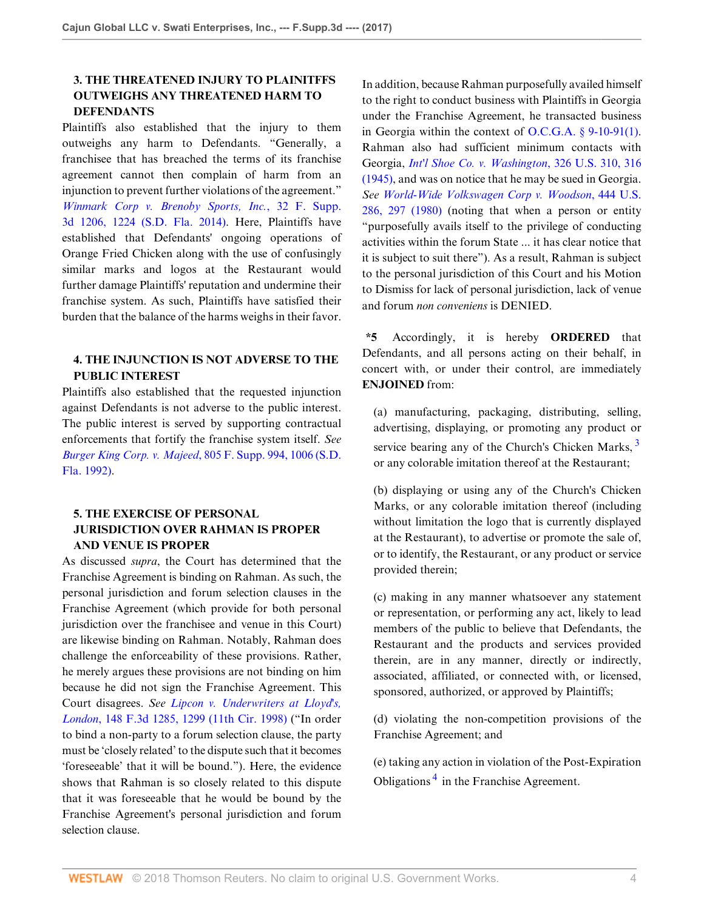### 3. THE THREATENED INJURY TO PLAINTIFFS OUTWEIGHS ANY THREATENED HARM TO DEFENDANTS

Plaintiffs also established that the injury to them outweighs any harm to Defendants. "Generally, a franchisee that has breached the terms of its franchise agreement cannot then complain of harm from an injunction to prevent further violations of the agreement." *Winmark Corp v. Brenoby Sports, Inc.*, 32 F. Supp. 3d 1206, 1224 (S.D. Fla. 2014). Here, Plaintiffs have established that Defendants' ongoing operations of Orange Fried Chicken along with the use of confusingly similar marks and logos at the Restaurant would further damage Plaintiffs' reputation and undermine their franchise system. As such, Plaintiffs have satisfied their burden that the balance of the harms weighs in their favor.

### 4. THE INJUNCTION IS NOT ADVERSE TO THE PUBLIC INTEREST

Plaintiffs also established that the requested injunction against Defendants is not adverse to the public interest. The public interest is served by supporting contractual enforcements that fortify the franchise system itself. *See Burger King Corp. v. Majeed*, 805 F. Supp. 994, 1006 (S.D. Fla. 1992).

### 5. THE EXERCISE OF PERSONAL JURISDICTION OVER RAHMAN IS PROPER AND VENUE IS PROPER

As discussed *supra*, the Court has determined that the Franchise Agreement is binding on Rahman. As such, the personal jurisdiction and forum selection clauses in the Franchise Agreement (which provide for both personal jurisdiction over the franchisee and venue in this Court) are likewise binding on Rahman. Notably, Rahman does challenge the enforceability of these provisions. Rather, he merely argues these provisions are not binding on him because he did not sign the Franchise Agreement. This Court disagrees. *See Lipcon v. Underwriters at Lloyd's, London*, 148 F.3d 1285, 1299 (11th Cir. 1998) ("In order to bind a non-party to a forum selection clause, the party must be 'closely related' to the dispute such that it becomes 'foreseeable' that it will be bound."). Here, the evidence shows that Rahman is so closely related to this dispute that it was foreseeable that he would be bound by the Franchise Agreement's personal jurisdiction and forum selection clause.

In addition, because Rahman purposefully availed himself to the right to conduct business with Plaintiffs in Georgia under the Franchise Agreement, he transacted business in Georgia within the context of O.C.G.A. § 9-10-91(1). Rahman also had sufficient minimum contacts with Georgia, *Int'l Shoe Co. v. Washington*, 326 U.S. 310, 316 (1945), and was on notice that he may be sued in Georgia. *See World-Wide Volkswagen Corp v. Woodson*, 444 U.S. 286, 297 (1980) (noting that when a person or entity "purposefully avails itself to the privilege of conducting activities within the forum State ... it has clear notice that it is subject to suit there"). As a result, Rahman is subject to the personal jurisdiction of this Court and his Motion to Dismiss for lack of personal jurisdiction, lack of venue and forum *non conveniens* is DENIED.

**\*5** Accordingly, it is hereby **ORDERED** that Defendants, and all persons acting on their behalf, in concert with, or under their control, are immediately **ENJOINED** from:

(a) manufacturing, packaging, distributing, selling, advertising, displaying, or promoting any product or service bearing any of the Church's Chicken Marks, [3] or any colorable imitation thereof at the Restaurant;

(b) displaying or using any of the Church's Chicken Marks, or any colorable imitation thereof (including without limitation the logo that is currently displayed at the Restaurant), to advertise or promote the sale of, or to identify, the Restaurant, or any product or service provided therein;

(c) making in any manner whatsoever any statement or representation, or performing any act, likely to lead members of the public to believe that Defendants, the Restaurant and the products and services provided therein, are in any manner, directly or indirectly, associated, affiliated, or connected with, or licensed, sponsored, authorized, or approved by Plaintiffs;

(d) violating the non-competition provisions of the Franchise Agreement; and

(e) taking any action in violation of the Post-Expiration Obligations [4] in the Franchise Agreement.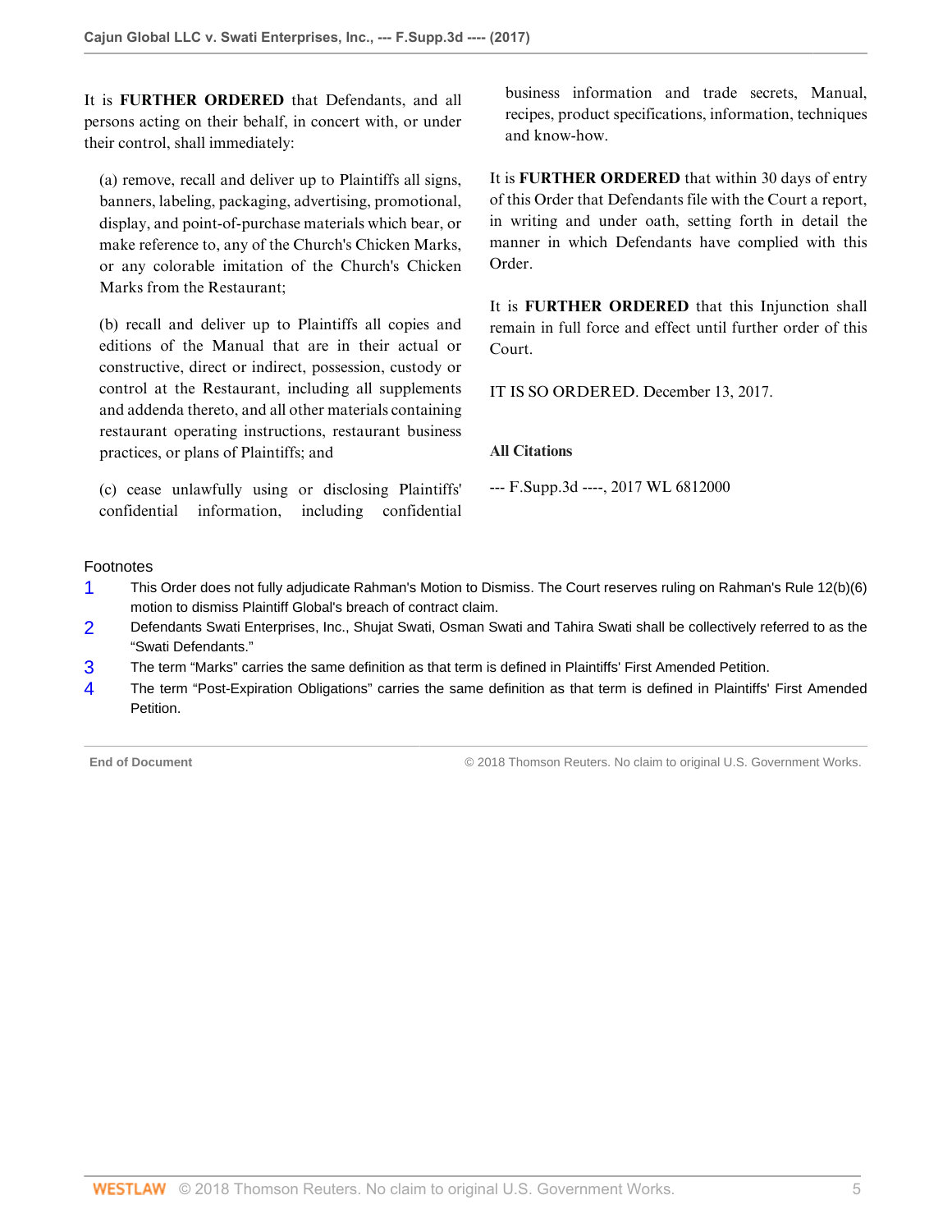It is **FURTHER ORDERED** that Defendants, and all persons acting on their behalf, in concert with, or under their control, shall immediately:

(a) remove, recall and deliver up to Plaintiffs all signs, banners, labeling, packaging, advertising, promotional, display, and point-of-purchase materials which bear, or make reference to, any of the Church's Chicken Marks, or any colorable imitation of the Church's Chicken Marks from the Restaurant;

(b) recall and deliver up to Plaintiffs all copies and editions of the Manual that are in their actual or constructive, direct or indirect, possession, custody or control at the Restaurant, including all supplements and addenda thereto, and all other materials containing restaurant operating instructions, restaurant business practices, or plans of Plaintiffs; and

(c) cease unlawfully using or disclosing Plaintiffs' confidential information, including confidential business information and trade secrets, Manual, recipes, product specifications, information, techniques and know-how.

It is **FURTHER ORDERED** that within 30 days of entry of this Order that Defendants file with the Court a report, in writing and under oath, setting forth in detail the manner in which Defendants have complied with this Order.

It is **FURTHER ORDERED** that this Injunction shall remain in full force and effect until further order of this Court.

IT IS SO ORDERED. December 13, 2017.

**All Citations**

--- F.Supp.3d ----, 2017 WL 6812000

Footnotes

1. This Order does not fully adjudicate Rahman's Motion to Dismiss. The Court reserves ruling on Rahman's Rule 12(b)(6) motion to dismiss Plaintiff Global's breach of contract claim.
2. Defendants Swati Enterprises, Inc., Shujat Swati, Osman Swati and Tahira Swati shall be collectively referred to as the "Swati Defendants."
3. The term "Marks" carries the same definition as that term is defined in Plaintiffs' First Amended Petition.
4. The term "Post-Expiration Obligations" carries the same definition as that term is defined in Plaintiffs' First Amended Petition.

End of Document © 2018 Thomson Reuters. No claim to original U.S. Government Works.